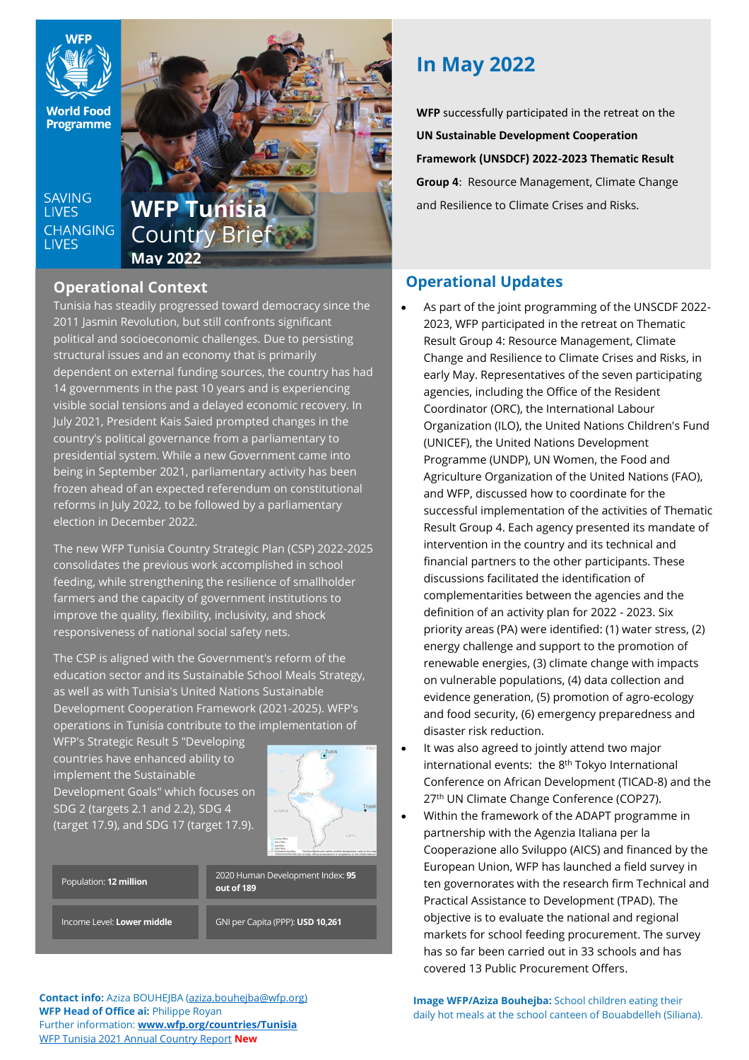WFP
World Food Programme

SAVING LIVES CHANGING LIVES

# WFP Tunisia Country Brief
**May 2022**

## Operational Context

Tunisia has steadily progressed toward democracy since the 2011 Jasmin Revolution, but still confronts significant political and socioeconomic challenges. Due to persisting structural issues and an economy that is primarily dependent on external funding sources, the country has had 14 governments in the past 10 years and is experiencing visible social tensions and a delayed economic recovery. In July 2021, President Kais Saied prompted changes in the country's political governance from a parliamentary to presidential system. While a new Government came into being in September 2021, parliamentary activity has been frozen ahead of an expected referendum on constitutional reforms in July 2022, to be followed by a parliamentary election in December 2022.

The new WFP Tunisia Country Strategic Plan (CSP) 2022-2025 consolidates the previous work accomplished in school feeding, while strengthening the resilience of smallholder farmers and the capacity of government institutions to improve the quality, flexibility, inclusivity, and shock responsiveness of national social safety nets.

The CSP is aligned with the Government's reform of the education sector and its Sustainable School Meals Strategy, as well as with Tunisia's United Nations Sustainable Development Cooperation Framework (2021-2025). WFP's operations in Tunisia contribute to the implementation of WFP's Strategic Result 5 "Developing countries have enhanced ability to implement the Sustainable Development Goals" which focuses on SDG 2 (targets 2.1 and 2.2), SDG 4 (target 17.9), and SDG 17 (target 17.9).

| | |
|---|---|
| Population: **12 million** | 2020 Human Development Index: **95 out of 189** |
| Income Level: **Lower middle** | GNI per Capita (PPP): **USD 10,261** |

**Contact info:** Aziza BOUHEJBA (aziza.bouhejba@wfp.org)
**WFP Head of Office ai:** Philippe Royan
Further information: **www.wfp.org/countries/Tunisia**
WFP Tunisia 2021 Annual Country Report **New**

## In May 2022

**WFP** successfully participated in the retreat on the **UN Sustainable Development Cooperation Framework (UNSDCF) 2022-2023 Thematic Result Group 4**: Resource Management, Climate Change and Resilience to Climate Crises and Risks.

## Operational Updates

- As part of the joint programming of the UNSCDF 2022-2023, WFP participated in the retreat on Thematic Result Group 4: Resource Management, Climate Change and Resilience to Climate Crises and Risks, in early May. Representatives of the seven participating agencies, including the Office of the Resident Coordinator (ORC), the International Labour Organization (ILO), the United Nations Children's Fund (UNICEF), the United Nations Development Programme (UNDP), UN Women, the Food and Agriculture Organization of the United Nations (FAO), and WFP, discussed how to coordinate for the successful implementation of the activities of Thematic Result Group 4. Each agency presented its mandate of intervention in the country and its technical and financial partners to the other participants. These discussions facilitated the identification of complementarities between the agencies and the definition of an activity plan for 2022 - 2023. Six priority areas (PA) were identified: (1) water stress, (2) energy challenge and support to the promotion of renewable energies, (3) climate change with impacts on vulnerable populations, (4) data collection and evidence generation, (5) promotion of agro-ecology and food security, (6) emergency preparedness and disaster risk reduction.
- It was also agreed to jointly attend two major international events: the 8th Tokyo International Conference on African Development (TICAD-8) and the 27th UN Climate Change Conference (COP27).
- Within the framework of the ADAPT programme in partnership with the Agenzia Italiana per la Cooperazione allo Sviluppo (AICS) and financed by the European Union, WFP has launched a field survey in ten governorates with the research firm Technical and Practical Assistance to Development (TPAD). The objective is to evaluate the national and regional markets for school feeding procurement. The survey has so far been carried out in 33 schools and has covered 13 Public Procurement Offers.

**Image WFP/Aziza Bouhejba:** School children eating their daily hot meals at the school canteen of Bouabdelleh (Siliana).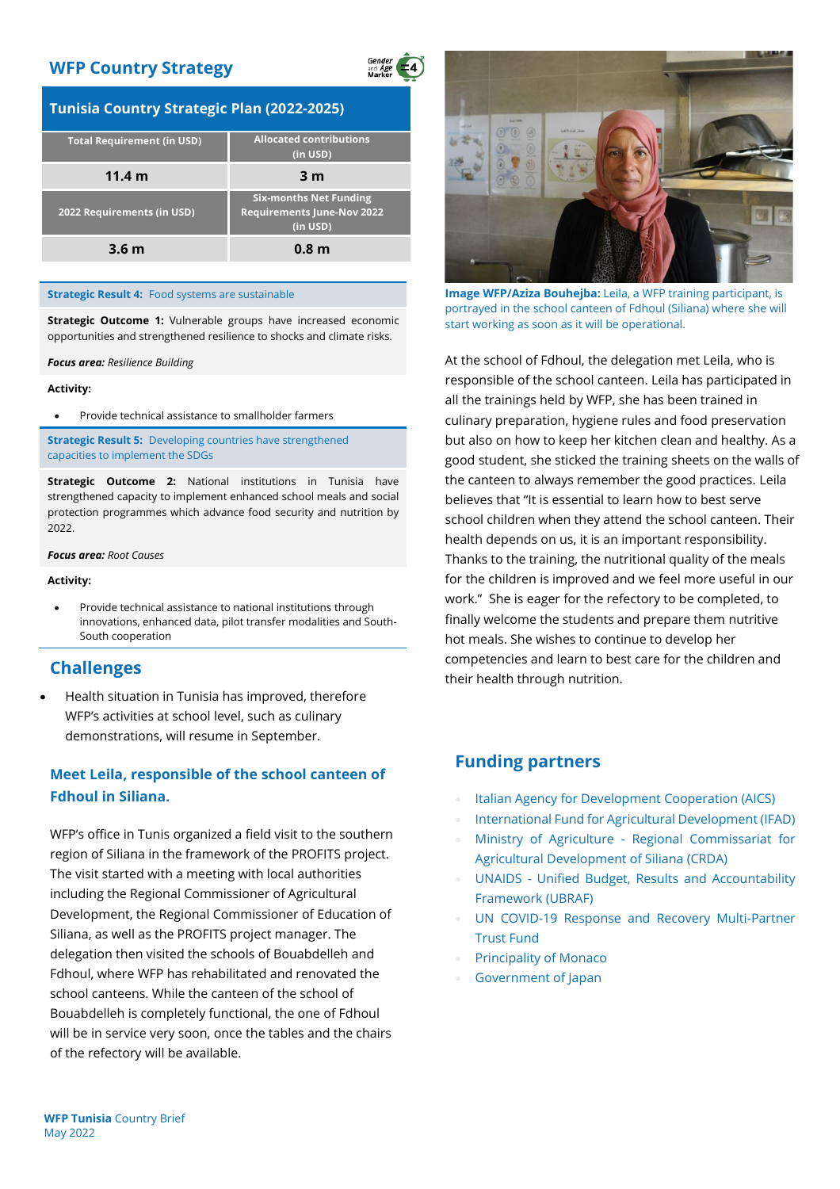## WFP Country Strategy

### Tunisia Country Strategic Plan (2022-2025)

| Total Requirement (in USD) | Allocated contributions (in USD) |
| --- | --- |
| 11.4 m | 3 m |
| **2022 Requirements (in USD)** | **Six-months Net Funding Requirements June-Nov 2022 (in USD)** |
| 3.6 m | 0.8 m |

**Strategic Result 4:** Food systems are sustainable

**Strategic Outcome 1:** Vulnerable groups have increased economic opportunities and strengthened resilience to shocks and climate risks.

***Focus area:*** *Resilience Building*

**Activity:**

- Provide technical assistance to smallholder farmers

**Strategic Result 5:** Developing countries have strengthened capacities to implement the SDGs

**Strategic Outcome 2:** National institutions in Tunisia have strengthened capacity to implement enhanced school meals and social protection programmes which advance food security and nutrition by 2022.

***Focus area:*** *Root Causes*

**Activity:**

- Provide technical assistance to national institutions through innovations, enhanced data, pilot transfer modalities and South-South cooperation

## Challenges

- Health situation in Tunisia has improved, therefore WFP's activities at school level, such as culinary demonstrations, will resume in September.

### Meet Leila, responsible of the school canteen of Fdhoul in Siliana.

WFP's office in Tunis organized a field visit to the southern region of Siliana in the framework of the PROFITS project. The visit started with a meeting with local authorities including the Regional Commissioner of Agricultural Development, the Regional Commissioner of Education of Siliana, as well as the PROFITS project manager. The delegation then visited the schools of Bouabdelleh and Fdhoul, where WFP has rehabilitated and renovated the school canteens. While the canteen of the school of Bouabdelleh is completely functional, the one of Fdhoul will be in service very soon, once the tables and the chairs of the refectory will be available.

**Image WFP/Aziza Bouhejba:** Leila, a WFP training participant, is portrayed in the school canteen of Fdhoul (Siliana) where she will start working as soon as it will be operational.

At the school of Fdhoul, the delegation met Leila, who is responsible of the school canteen. Leila has participated in all the trainings held by WFP, she has been trained in culinary preparation, hygiene rules and food preservation but also on how to keep her kitchen clean and healthy. As a good student, she sticked the training sheets on the walls of the canteen to always remember the good practices. Leila believes that "It is essential to learn how to best serve school children when they attend the school canteen. Their health depends on us, it is an important responsibility. Thanks to the training, the nutritional quality of the meals for the children is improved and we feel more useful in our work." She is eager for the refectory to be completed, to finally welcome the students and prepare them nutritive hot meals. She wishes to continue to develop her competencies and learn to best care for the children and their health through nutrition.

## Funding partners

- Italian Agency for Development Cooperation (AICS)
- International Fund for Agricultural Development (IFAD)
- Ministry of Agriculture - Regional Commissariat for Agricultural Development of Siliana (CRDA)
- UNAIDS - Unified Budget, Results and Accountability Framework (UBRAF)
- UN COVID-19 Response and Recovery Multi-Partner Trust Fund
- Principality of Monaco
- Government of Japan